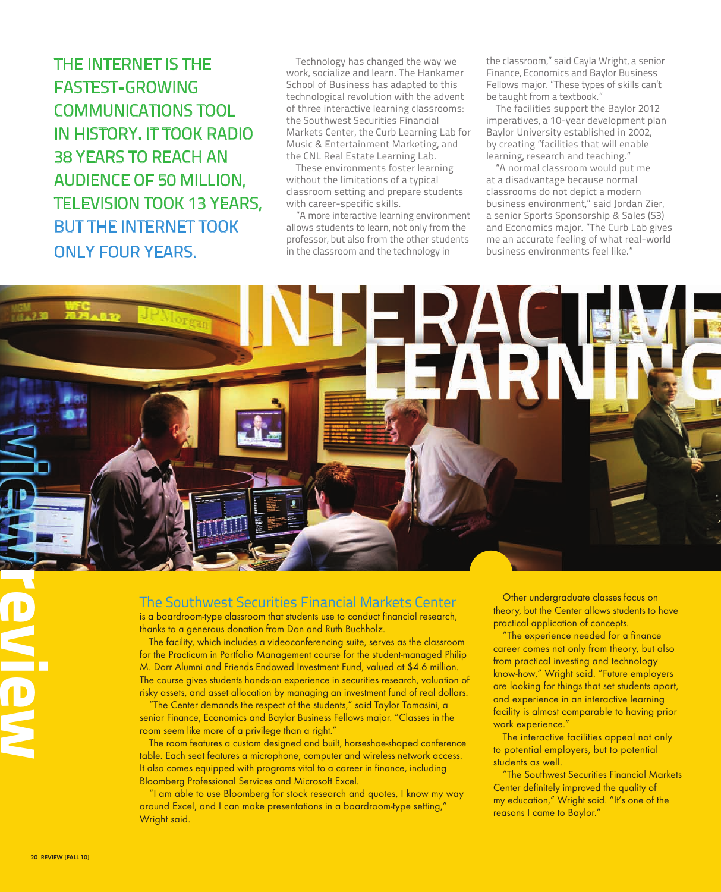THE INTERNET IS THE FASTEST-GROWING COMMUNICATIONS TOOL IN HISTORY. IT TOOK RADIO 38 YEARS TO REACH AN AUDIENCE OF 50 MILLION, TELEVISION TOOK 13 YEARS, BUT THE INTERNET TOOK ONLY FOUR YEARS.

Technology has changed the way we work, socialize and learn. The Hankamer School of Business has adapted to this technological revolution with the advent of three interactive learning classrooms: the Southwest Securities Financial Markets Center, the Curb Learning Lab for Music & Entertainment Marketing, and the CNL Real Estate Learning Lab.

These environments foster learning without the limitations of a typical classroom setting and prepare students with career-specific skills.

"A more interactive learning environment allows students to learn, not only from the professor, but also from the other students in the classroom and the technology in the classroom," said Cayla Wright, a senior Finance, Economics and Baylor Business Fellows major. "These types of skills can't be taught from a textbook."

The facilities support the Baylor 2012 imperatives, a 10-year development plan Baylor University established in 2002, by creating "facilities that will enable learning, research and teaching."

"A normal classroom would put me at a disadvantage because normal classrooms do not depict a modern business environment," said Jordan Zier, a senior Sports Sponsorship & Sales (S3) and Economics major. "The Curb Lab gives me an accurate feeling of what real-world business environments feel like."

# INTERACTIVE LEARNING

## The Southwest Securities Financial Markets Center

is a boardroom-type classroom that students use to conduct financial research, thanks to a generous donation from Don and Ruth Buchholz.

The facility, which includes a videoconferencing suite, serves as the classroom for the Practicum in Portfolio Management course for the student-managed Philip M. Dorr Alumni and Friends Endowed Investment Fund, valued at $4.6 million. The course gives students hands-on experience in securities research, valuation of risky assets, and asset allocation by managing an investment fund of real dollars.

"The Center demands the respect of the students," said Taylor Tomasini, a senior Finance, Economics and Baylor Business Fellows major. "Classes in the room seem like more of a privilege than a right."

The room features a custom designed and built, horseshoe-shaped conference table. Each seat features a microphone, computer and wireless network access. It also comes equipped with programs vital to a career in finance, including Bloomberg Professional Services and Microsoft Excel.

"I am able to use Bloomberg for stock research and quotes, I know my way around Excel, and I can make presentations in a boardroom-type setting," Wright said.

Other undergraduate classes focus on theory, but the Center allows students to have practical application of concepts.

"The experience needed for a finance career comes not only from theory, but also from practical investing and technology know-how," Wright said. "Future employers are looking for things that set students apart, and experience in an interactive learning facility is almost comparable to having prior work experience."

The interactive facilities appeal not only to potential employers, but to potential students as well.

"The Southwest Securities Financial Markets Center definitely improved the quality of my education," Wright said. "It's one of the reasons I came to Baylor."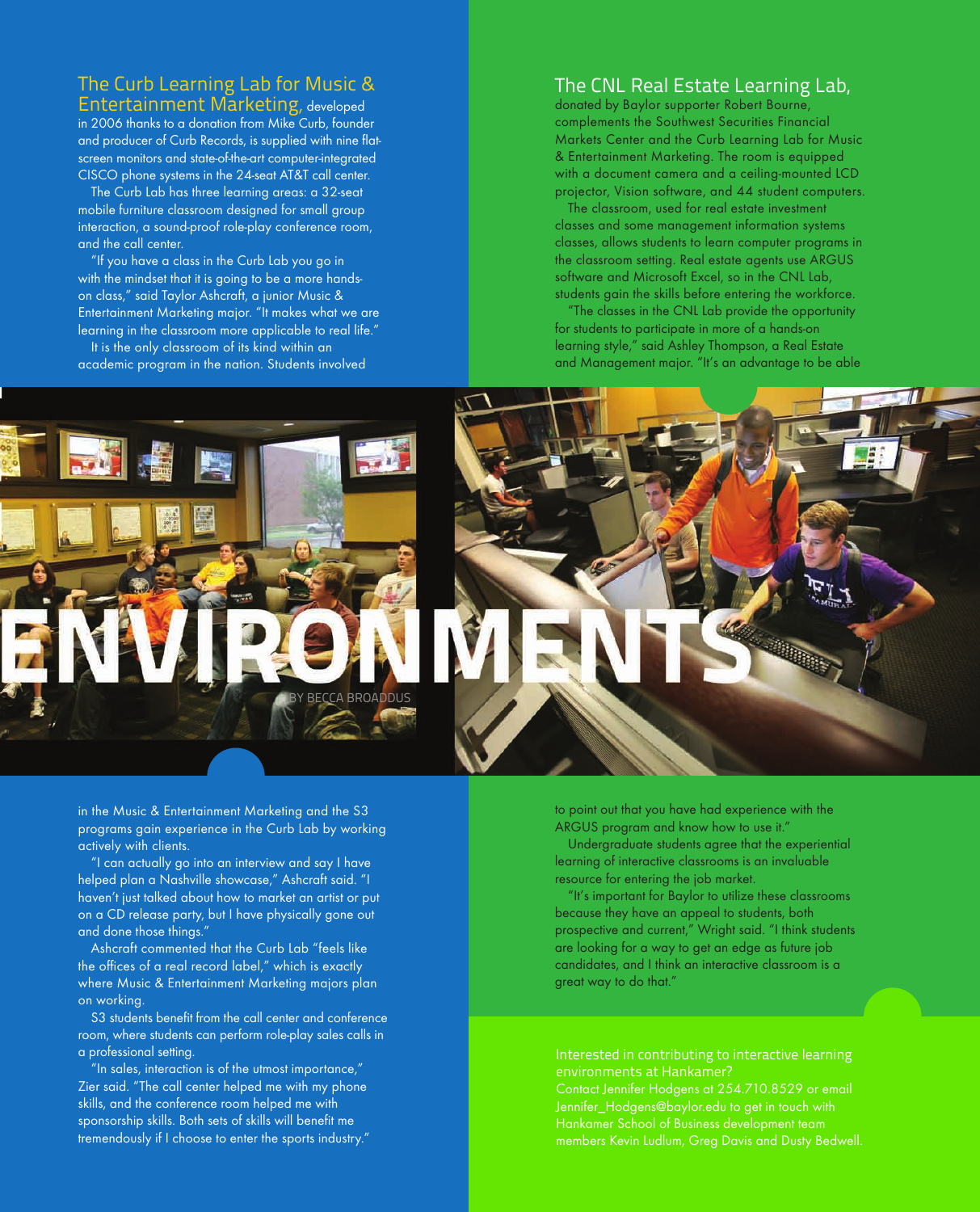# ENVIRONMENTS

BY BECCA BROADDUS

**The Curb Learning Lab for Music & Entertainment Marketing,** developed in 2006 thanks to a donation from Mike Curb, founder and producer of Curb Records, is supplied with nine flat-screen monitors and state-of-the-art computer-integrated CISCO phone systems in the 24-seat AT&T call center.

The Curb Lab has three learning areas: a 32-seat mobile furniture classroom designed for small group interaction, a sound-proof role-play conference room, and the call center.

"If you have a class in the Curb Lab you go in with the mindset that it is going to be a more hands-on class," said Taylor Ashcraft, a junior Music & Entertainment Marketing major. "It makes what we are learning in the classroom more applicable to real life."

It is the only classroom of its kind within an academic program in the nation. Students involved in the Music & Entertainment Marketing and the S3 programs gain experience in the Curb Lab by working actively with clients.

"I can actually go into an interview and say I have helped plan a Nashville showcase," Ashcraft said. "I haven't just talked about how to market an artist or put on a CD release party, but I have physically gone out and done those things."

Ashcraft commented that the Curb Lab "feels like the offices of a real record label," which is exactly where Music & Entertainment Marketing majors plan on working.

S3 students benefit from the call center and conference room, where students can perform role-play sales calls in a professional setting.

"In sales, interaction is of the utmost importance," Zier said. "The call center helped me with my phone skills, and the conference room helped me with sponsorship skills. Both sets of skills will benefit me tremendously if I choose to enter the sports industry."

**The CNL Real Estate Learning Lab,** donated by Baylor supporter Robert Bourne, complements the Southwest Securities Financial Markets Center and the Curb Learning Lab for Music & Entertainment Marketing. The room is equipped with a document camera and a ceiling-mounted LCD projector, Vision software, and 44 student computers.

The classroom, used for real estate investment classes and some management information systems classes, allows students to learn computer programs in the classroom setting. Real estate agents use ARGUS software and Microsoft Excel, so in the CNL Lab, students gain the skills before entering the workforce.

"The classes in the CNL Lab provide the opportunity for students to participate in more of a hands-on learning style," said Ashley Thompson, a Real Estate and Management major. "It's an advantage to be able to point out that you have had experience with the ARGUS program and know how to use it."

Undergraduate students agree that the experiential learning of interactive classrooms is an invaluable resource for entering the job market.

"It's important for Baylor to utilize these classrooms because they have an appeal to students, both prospective and current," Wright said. "I think students are looking for a way to get an edge as future job candidates, and I think an interactive classroom is a great way to do that."

**Interested in contributing to interactive learning environments at Hankamer?**
Contact Jennifer Hodgens at 254.710.8529 or email Jennifer_Hodgens@baylor.edu to get in touch with Hankamer School of Business development team members Kevin Ludlum, Greg Davis and Dusty Bedwell.